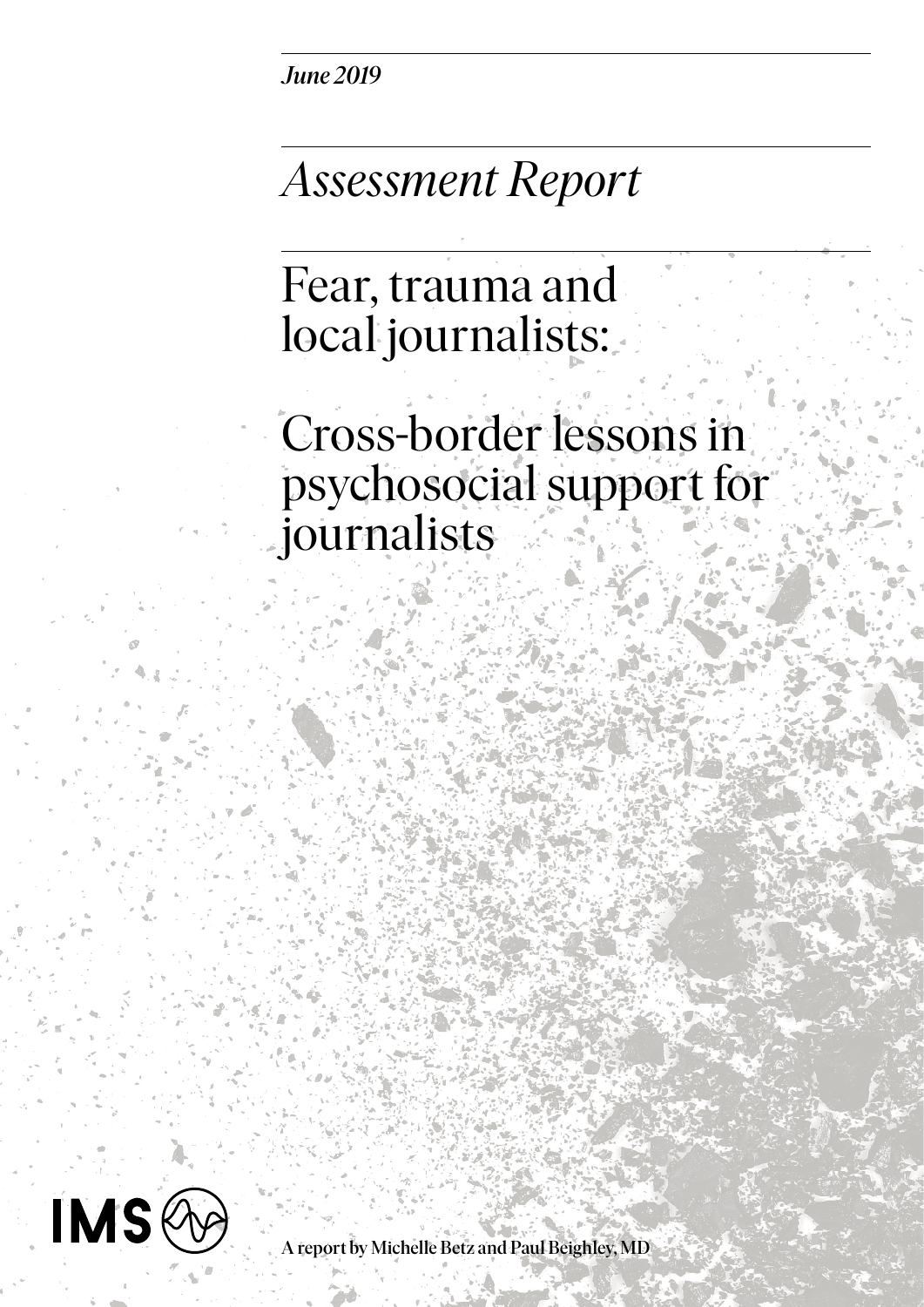*June 2019*

*Assessment Report*

# Fear, trauma and local journalists:

# Cross-border lessons in psychosocial support for journalists

IMS

A report by Michelle Betz and Paul Beighley, MD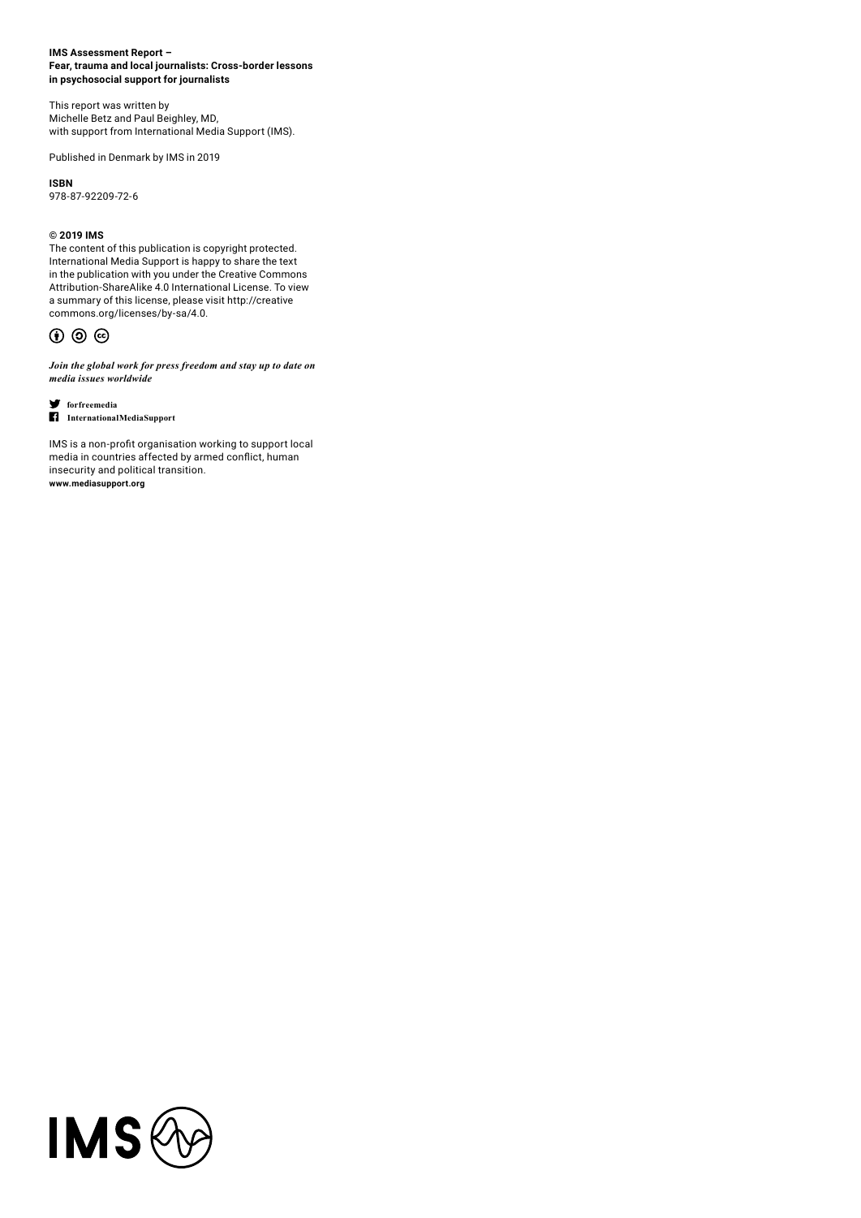**IMS Assessment Report –**
**Fear, trauma and local journalists: Cross-border lessons in psychosocial support for journalists**

This report was written by
Michelle Betz and Paul Beighley, MD,
with support from International Media Support (IMS).

Published in Denmark by IMS in 2019

**ISBN**
978-87-92209-72-6

**© 2019 IMS**
The content of this publication is copyright protected. International Media Support is happy to share the text in the publication with you under the Creative Commons Attribution-ShareAlike 4.0 International License. To view a summary of this license, please visit http://creativecommons.org/licenses/by-sa/4.0.

***Join the global work for press freedom and stay up to date on media issues worldwide***

**forfreemedia**
**InternationalMediaSupport**

IMS is a non-profit organisation working to support local media in countries affected by armed conflict, human insecurity and political transition.
**www.mediasupport.org**

IMS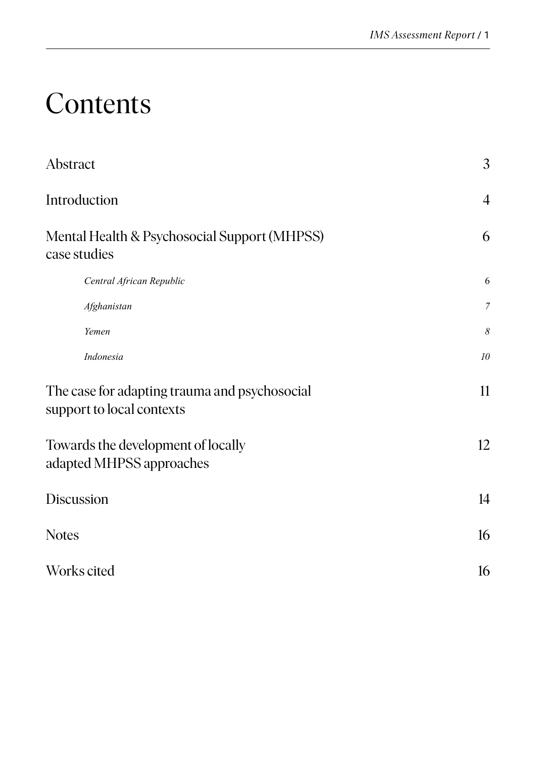# Contents

| | |
|---|---|
| Abstract | 3 |
| Introduction | 4 |
| Mental Health & Psychosocial Support (MHPSS) case studies | 6 |
| *Central African Republic* | *6* |
| *Afghanistan* | *7* |
| *Yemen* | *8* |
| *Indonesia* | *10* |
| The case for adapting trauma and psychosocial support to local contexts | 11 |
| Towards the development of locally adapted MHPSS approaches | 12 |
| Discussion | 14 |
| Notes | 16 |
| Works cited | 16 |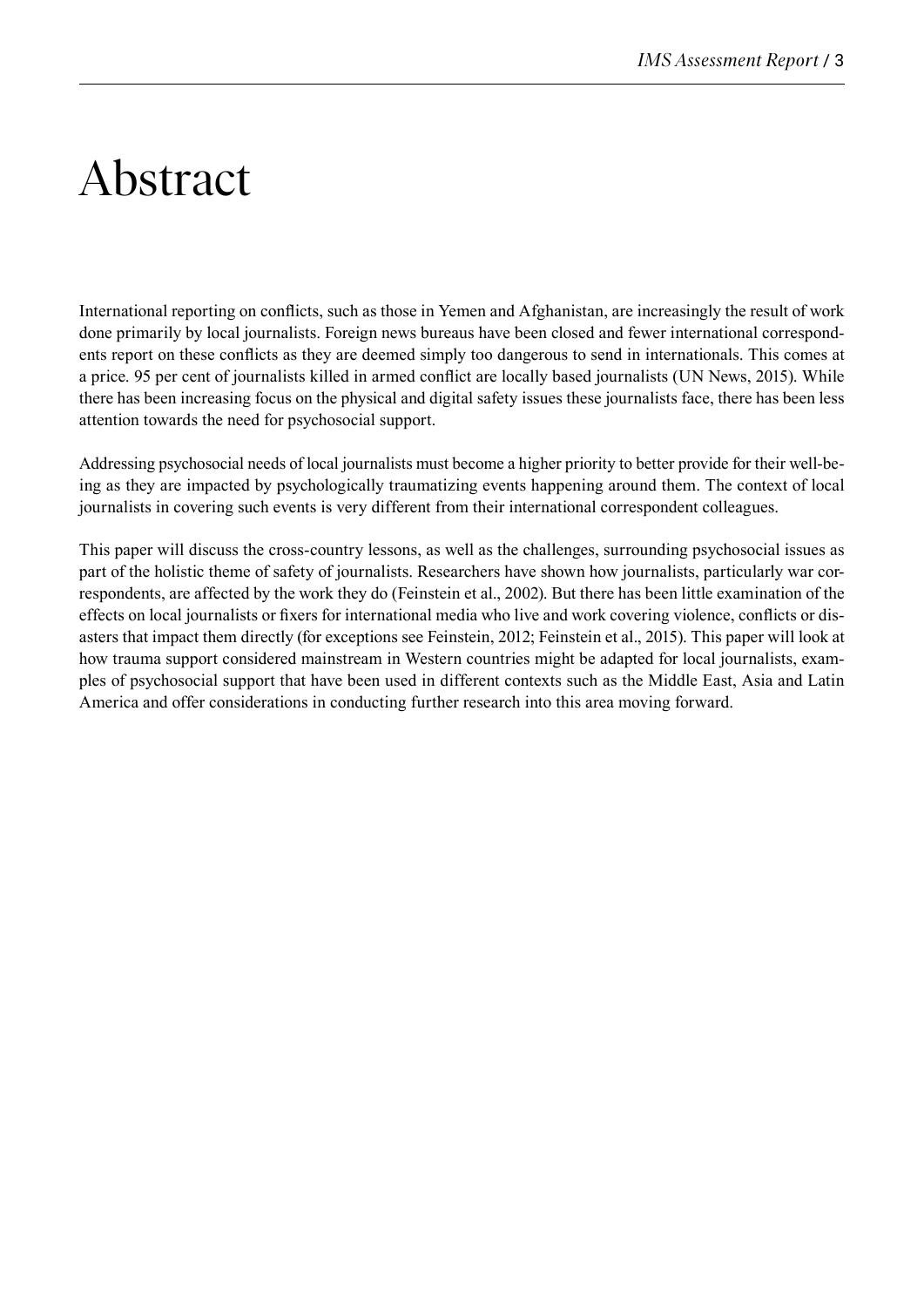# Abstract

International reporting on conflicts, such as those in Yemen and Afghanistan, are increasingly the result of work done primarily by local journalists. Foreign news bureaus have been closed and fewer international correspondents report on these conflicts as they are deemed simply too dangerous to send in internationals. This comes at a price. 95 per cent of journalists killed in armed conflict are locally based journalists (UN News, 2015). While there has been increasing focus on the physical and digital safety issues these journalists face, there has been less attention towards the need for psychosocial support.

Addressing psychosocial needs of local journalists must become a higher priority to better provide for their well-being as they are impacted by psychologically traumatizing events happening around them. The context of local journalists in covering such events is very different from their international correspondent colleagues.

This paper will discuss the cross-country lessons, as well as the challenges, surrounding psychosocial issues as part of the holistic theme of safety of journalists. Researchers have shown how journalists, particularly war correspondents, are affected by the work they do (Feinstein et al., 2002). But there has been little examination of the effects on local journalists or fixers for international media who live and work covering violence, conflicts or disasters that impact them directly (for exceptions see Feinstein, 2012; Feinstein et al., 2015). This paper will look at how trauma support considered mainstream in Western countries might be adapted for local journalists, examples of psychosocial support that have been used in different contexts such as the Middle East, Asia and Latin America and offer considerations in conducting further research into this area moving forward.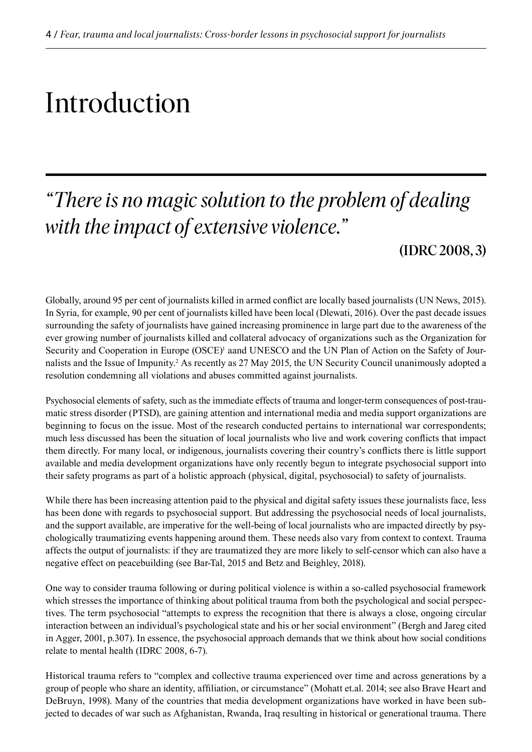# Introduction

## *"There is no magic solution to the problem of dealing with the impact of extensive violence."*

**(IDRC 2008, 3)**

Globally, around 95 per cent of journalists killed in armed conflict are locally based journalists (UN News, 2015). In Syria, for example, 90 per cent of journalists killed have been local (Dlewati, 2016). Over the past decade issues surrounding the safety of journalists have gained increasing prominence in large part due to the awareness of the ever growing number of journalists killed and collateral advocacy of organizations such as the Organization for Security and Cooperation in Europe (OSCE)[1] aand UNESCO and the UN Plan of Action on the Safety of Journalists and the Issue of Impunity.[2] As recently as 27 May 2015, the UN Security Council unanimously adopted a resolution condemning all violations and abuses committed against journalists.

Psychosocial elements of safety, such as the immediate effects of trauma and longer-term consequences of post-traumatic stress disorder (PTSD), are gaining attention and international media and media support organizations are beginning to focus on the issue. Most of the research conducted pertains to international war correspondents; much less discussed has been the situation of local journalists who live and work covering conflicts that impact them directly. For many local, or indigenous, journalists covering their country's conflicts there is little support available and media development organizations have only recently begun to integrate psychosocial support into their safety programs as part of a holistic approach (physical, digital, psychosocial) to safety of journalists.

While there has been increasing attention paid to the physical and digital safety issues these journalists face, less has been done with regards to psychosocial support. But addressing the psychosocial needs of local journalists, and the support available, are imperative for the well-being of local journalists who are impacted directly by psychologically traumatizing events happening around them. These needs also vary from context to context. Trauma affects the output of journalists: if they are traumatized they are more likely to self-censor which can also have a negative effect on peacebuilding (see Bar-Tal, 2015 and Betz and Beighley, 2018).

One way to consider trauma following or during political violence is within a so-called psychosocial framework which stresses the importance of thinking about political trauma from both the psychological and social perspectives. The term psychosocial "attempts to express the recognition that there is always a close, ongoing circular interaction between an individual's psychological state and his or her social environment" (Bergh and Jareg cited in Agger, 2001, p.307). In essence, the psychosocial approach demands that we think about how social conditions relate to mental health (IDRC 2008, 6-7).

Historical trauma refers to "complex and collective trauma experienced over time and across generations by a group of people who share an identity, affiliation, or circumstance" (Mohatt et.al. 2014; see also Brave Heart and DeBruyn, 1998). Many of the countries that media development organizations have worked in have been subjected to decades of war such as Afghanistan, Rwanda, Iraq resulting in historical or generational trauma. There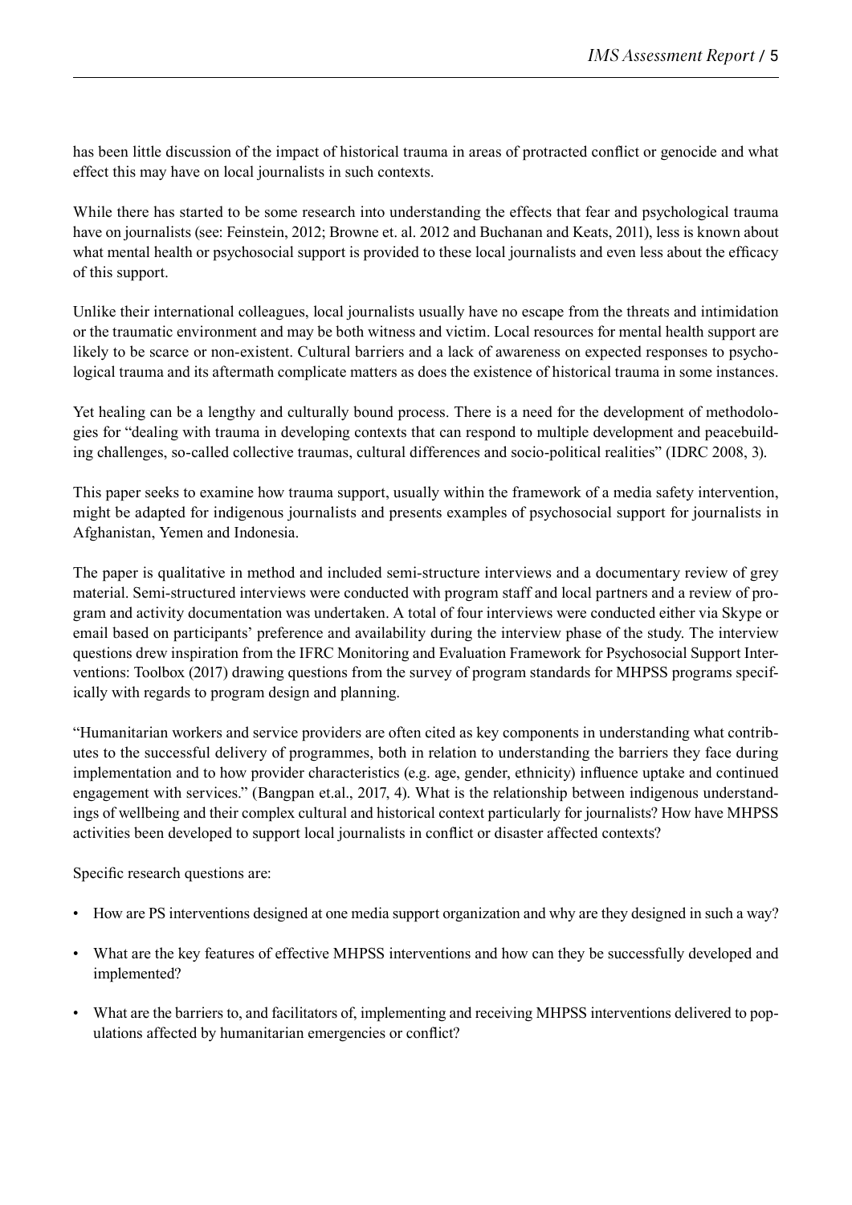has been little discussion of the impact of historical trauma in areas of protracted conflict or genocide and what effect this may have on local journalists in such contexts.

While there has started to be some research into understanding the effects that fear and psychological trauma have on journalists (see: Feinstein, 2012; Browne et. al. 2012 and Buchanan and Keats, 2011), less is known about what mental health or psychosocial support is provided to these local journalists and even less about the efficacy of this support.

Unlike their international colleagues, local journalists usually have no escape from the threats and intimidation or the traumatic environment and may be both witness and victim. Local resources for mental health support are likely to be scarce or non-existent. Cultural barriers and a lack of awareness on expected responses to psychological trauma and its aftermath complicate matters as does the existence of historical trauma in some instances.

Yet healing can be a lengthy and culturally bound process. There is a need for the development of methodologies for "dealing with trauma in developing contexts that can respond to multiple development and peacebuilding challenges, so-called collective traumas, cultural differences and socio-political realities" (IDRC 2008, 3).

This paper seeks to examine how trauma support, usually within the framework of a media safety intervention, might be adapted for indigenous journalists and presents examples of psychosocial support for journalists in Afghanistan, Yemen and Indonesia.

The paper is qualitative in method and included semi-structure interviews and a documentary review of grey material. Semi-structured interviews were conducted with program staff and local partners and a review of program and activity documentation was undertaken. A total of four interviews were conducted either via Skype or email based on participants' preference and availability during the interview phase of the study. The interview questions drew inspiration from the IFRC Monitoring and Evaluation Framework for Psychosocial Support Interventions: Toolbox (2017) drawing questions from the survey of program standards for MHPSS programs specifically with regards to program design and planning.

"Humanitarian workers and service providers are often cited as key components in understanding what contributes to the successful delivery of programmes, both in relation to understanding the barriers they face during implementation and to how provider characteristics (e.g. age, gender, ethnicity) influence uptake and continued engagement with services." (Bangpan et.al., 2017, 4). What is the relationship between indigenous understandings of wellbeing and their complex cultural and historical context particularly for journalists? How have MHPSS activities been developed to support local journalists in conflict or disaster affected contexts?

Specific research questions are:

- How are PS interventions designed at one media support organization and why are they designed in such a way?
- What are the key features of effective MHPSS interventions and how can they be successfully developed and implemented?
- What are the barriers to, and facilitators of, implementing and receiving MHPSS interventions delivered to populations affected by humanitarian emergencies or conflict?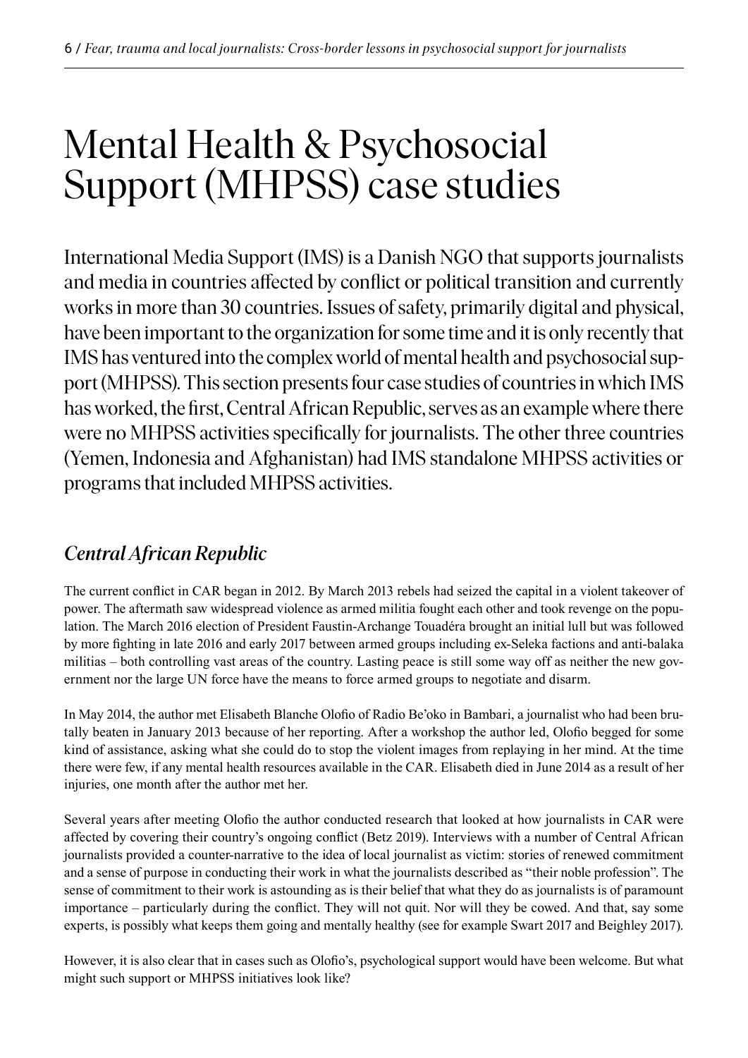# Mental Health & Psychosocial Support (MHPSS) case studies

International Media Support (IMS) is a Danish NGO that supports journalists and media in countries affected by conflict or political transition and currently works in more than 30 countries. Issues of safety, primarily digital and physical, have been important to the organization for some time and it is only recently that IMS has ventured into the complex world of mental health and psychosocial support (MHPSS). This section presents four case studies of countries in which IMS has worked, the first, Central African Republic, serves as an example where there were no MHPSS activities specifically for journalists. The other three countries (Yemen, Indonesia and Afghanistan) had IMS standalone MHPSS activities or programs that included MHPSS activities.

## *Central African Republic*

The current conflict in CAR began in 2012. By March 2013 rebels had seized the capital in a violent takeover of power. The aftermath saw widespread violence as armed militia fought each other and took revenge on the population. The March 2016 election of President Faustin-Archange Touadéra brought an initial lull but was followed by more fighting in late 2016 and early 2017 between armed groups including ex-Seleka factions and anti-balaka militias – both controlling vast areas of the country. Lasting peace is still some way off as neither the new government nor the large UN force have the means to force armed groups to negotiate and disarm.

In May 2014, the author met Elisabeth Blanche Olofio of Radio Be'oko in Bambari, a journalist who had been brutally beaten in January 2013 because of her reporting. After a workshop the author led, Olofio begged for some kind of assistance, asking what she could do to stop the violent images from replaying in her mind. At the time there were few, if any mental health resources available in the CAR. Elisabeth died in June 2014 as a result of her injuries, one month after the author met her.

Several years after meeting Olofio the author conducted research that looked at how journalists in CAR were affected by covering their country's ongoing conflict (Betz 2019). Interviews with a number of Central African journalists provided a counter-narrative to the idea of local journalist as victim: stories of renewed commitment and a sense of purpose in conducting their work in what the journalists described as "their noble profession". The sense of commitment to their work is astounding as is their belief that what they do as journalists is of paramount importance – particularly during the conflict. They will not quit. Nor will they be cowed. And that, say some experts, is possibly what keeps them going and mentally healthy (see for example Swart 2017 and Beighley 2017).

However, it is also clear that in cases such as Olofio's, psychological support would have been welcome. But what might such support or MHPSS initiatives look like?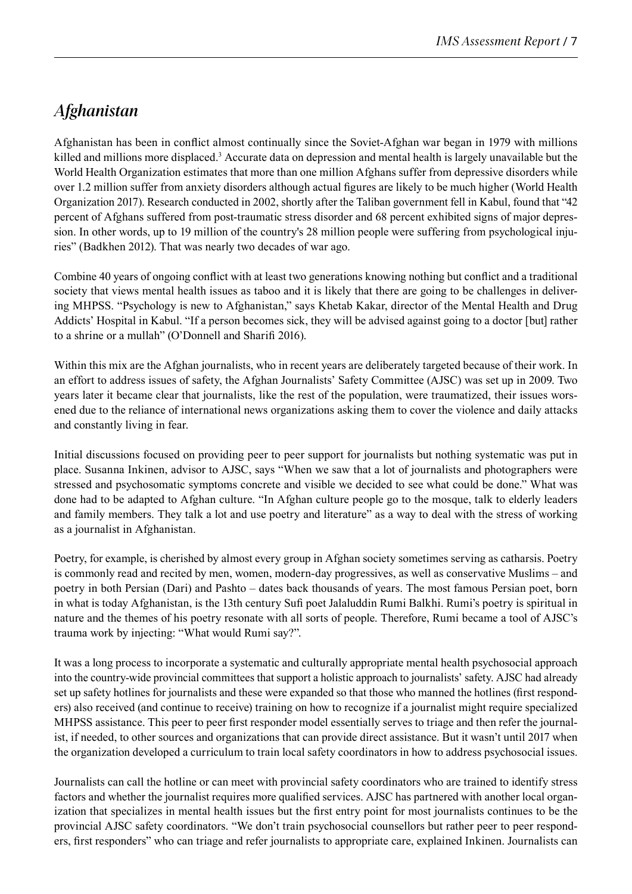## *Afghanistan*

Afghanistan has been in conflict almost continually since the Soviet-Afghan war began in 1979 with millions killed and millions more displaced.[3] Accurate data on depression and mental health is largely unavailable but the World Health Organization estimates that more than one million Afghans suffer from depressive disorders while over 1.2 million suffer from anxiety disorders although actual figures are likely to be much higher (World Health Organization 2017). Research conducted in 2002, shortly after the Taliban government fell in Kabul, found that "42 percent of Afghans suffered from post-traumatic stress disorder and 68 percent exhibited signs of major depression. In other words, up to 19 million of the country's 28 million people were suffering from psychological injuries" (Badkhen 2012). That was nearly two decades of war ago.

Combine 40 years of ongoing conflict with at least two generations knowing nothing but conflict and a traditional society that views mental health issues as taboo and it is likely that there are going to be challenges in delivering MHPSS. "Psychology is new to Afghanistan," says Khetab Kakar, director of the Mental Health and Drug Addicts' Hospital in Kabul. "If a person becomes sick, they will be advised against going to a doctor [but] rather to a shrine or a mullah" (O'Donnell and Sharifi 2016).

Within this mix are the Afghan journalists, who in recent years are deliberately targeted because of their work. In an effort to address issues of safety, the Afghan Journalists' Safety Committee (AJSC) was set up in 2009. Two years later it became clear that journalists, like the rest of the population, were traumatized, their issues worsened due to the reliance of international news organizations asking them to cover the violence and daily attacks and constantly living in fear.

Initial discussions focused on providing peer to peer support for journalists but nothing systematic was put in place. Susanna Inkinen, advisor to AJSC, says "When we saw that a lot of journalists and photographers were stressed and psychosomatic symptoms concrete and visible we decided to see what could be done." What was done had to be adapted to Afghan culture. "In Afghan culture people go to the mosque, talk to elderly leaders and family members. They talk a lot and use poetry and literature" as a way to deal with the stress of working as a journalist in Afghanistan.

Poetry, for example, is cherished by almost every group in Afghan society sometimes serving as catharsis. Poetry is commonly read and recited by men, women, modern-day progressives, as well as conservative Muslims – and poetry in both Persian (Dari) and Pashto – dates back thousands of years. The most famous Persian poet, born in what is today Afghanistan, is the 13th century Sufi poet Jalaluddin Rumi Balkhi. Rumi's poetry is spiritual in nature and the themes of his poetry resonate with all sorts of people. Therefore, Rumi became a tool of AJSC's trauma work by injecting: "What would Rumi say?".

It was a long process to incorporate a systematic and culturally appropriate mental health psychosocial approach into the country-wide provincial committees that support a holistic approach to journalists' safety. AJSC had already set up safety hotlines for journalists and these were expanded so that those who manned the hotlines (first responders) also received (and continue to receive) training on how to recognize if a journalist might require specialized MHPSS assistance. This peer to peer first responder model essentially serves to triage and then refer the journalist, if needed, to other sources and organizations that can provide direct assistance. But it wasn't until 2017 when the organization developed a curriculum to train local safety coordinators in how to address psychosocial issues.

Journalists can call the hotline or can meet with provincial safety coordinators who are trained to identify stress factors and whether the journalist requires more qualified services. AJSC has partnered with another local organization that specializes in mental health issues but the first entry point for most journalists continues to be the provincial AJSC safety coordinators. "We don't train psychosocial counsellors but rather peer to peer responders, first responders" who can triage and refer journalists to appropriate care, explained Inkinen. Journalists can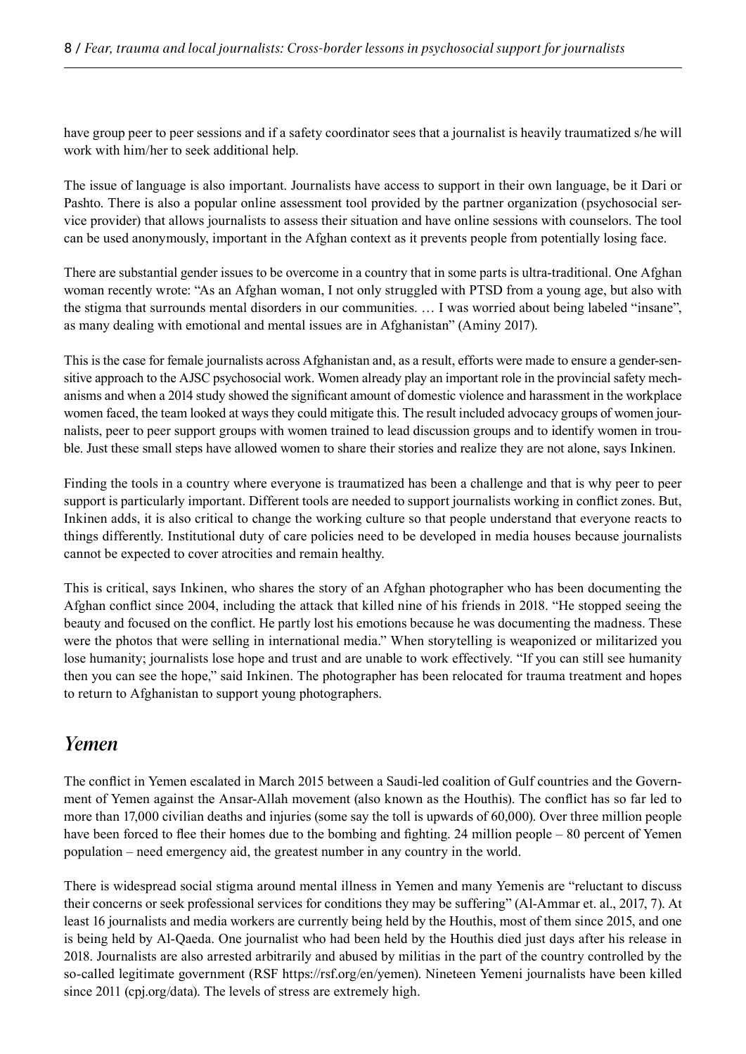have group peer to peer sessions and if a safety coordinator sees that a journalist is heavily traumatized s/he will work with him/her to seek additional help.

The issue of language is also important. Journalists have access to support in their own language, be it Dari or Pashto. There is also a popular online assessment tool provided by the partner organization (psychosocial service provider) that allows journalists to assess their situation and have online sessions with counselors. The tool can be used anonymously, important in the Afghan context as it prevents people from potentially losing face.

There are substantial gender issues to be overcome in a country that in some parts is ultra-traditional. One Afghan woman recently wrote: "As an Afghan woman, I not only struggled with PTSD from a young age, but also with the stigma that surrounds mental disorders in our communities. … I was worried about being labeled "insane", as many dealing with emotional and mental issues are in Afghanistan" (Aminy 2017).

This is the case for female journalists across Afghanistan and, as a result, efforts were made to ensure a gender-sensitive approach to the AJSC psychosocial work. Women already play an important role in the provincial safety mechanisms and when a 2014 study showed the significant amount of domestic violence and harassment in the workplace women faced, the team looked at ways they could mitigate this. The result included advocacy groups of women journalists, peer to peer support groups with women trained to lead discussion groups and to identify women in trouble. Just these small steps have allowed women to share their stories and realize they are not alone, says Inkinen.

Finding the tools in a country where everyone is traumatized has been a challenge and that is why peer to peer support is particularly important. Different tools are needed to support journalists working in conflict zones. But, Inkinen adds, it is also critical to change the working culture so that people understand that everyone reacts to things differently. Institutional duty of care policies need to be developed in media houses because journalists cannot be expected to cover atrocities and remain healthy.

This is critical, says Inkinen, who shares the story of an Afghan photographer who has been documenting the Afghan conflict since 2004, including the attack that killed nine of his friends in 2018. "He stopped seeing the beauty and focused on the conflict. He partly lost his emotions because he was documenting the madness. These were the photos that were selling in international media." When storytelling is weaponized or militarized you lose humanity; journalists lose hope and trust and are unable to work effectively. "If you can still see humanity then you can see the hope," said Inkinen. The photographer has been relocated for trauma treatment and hopes to return to Afghanistan to support young photographers.

## *Yemen*

The conflict in Yemen escalated in March 2015 between a Saudi-led coalition of Gulf countries and the Government of Yemen against the Ansar-Allah movement (also known as the Houthis). The conflict has so far led to more than 17,000 civilian deaths and injuries (some say the toll is upwards of 60,000). Over three million people have been forced to flee their homes due to the bombing and fighting. 24 million people – 80 percent of Yemen population – need emergency aid, the greatest number in any country in the world.

There is widespread social stigma around mental illness in Yemen and many Yemenis are "reluctant to discuss their concerns or seek professional services for conditions they may be suffering" (Al-Ammar et. al., 2017, 7). At least 16 journalists and media workers are currently being held by the Houthis, most of them since 2015, and one is being held by Al-Qaeda. One journalist who had been held by the Houthis died just days after his release in 2018. Journalists are also arrested arbitrarily and abused by militias in the part of the country controlled by the so-called legitimate government (RSF https://rsf.org/en/yemen). Nineteen Yemeni journalists have been killed since 2011 (cpj.org/data). The levels of stress are extremely high.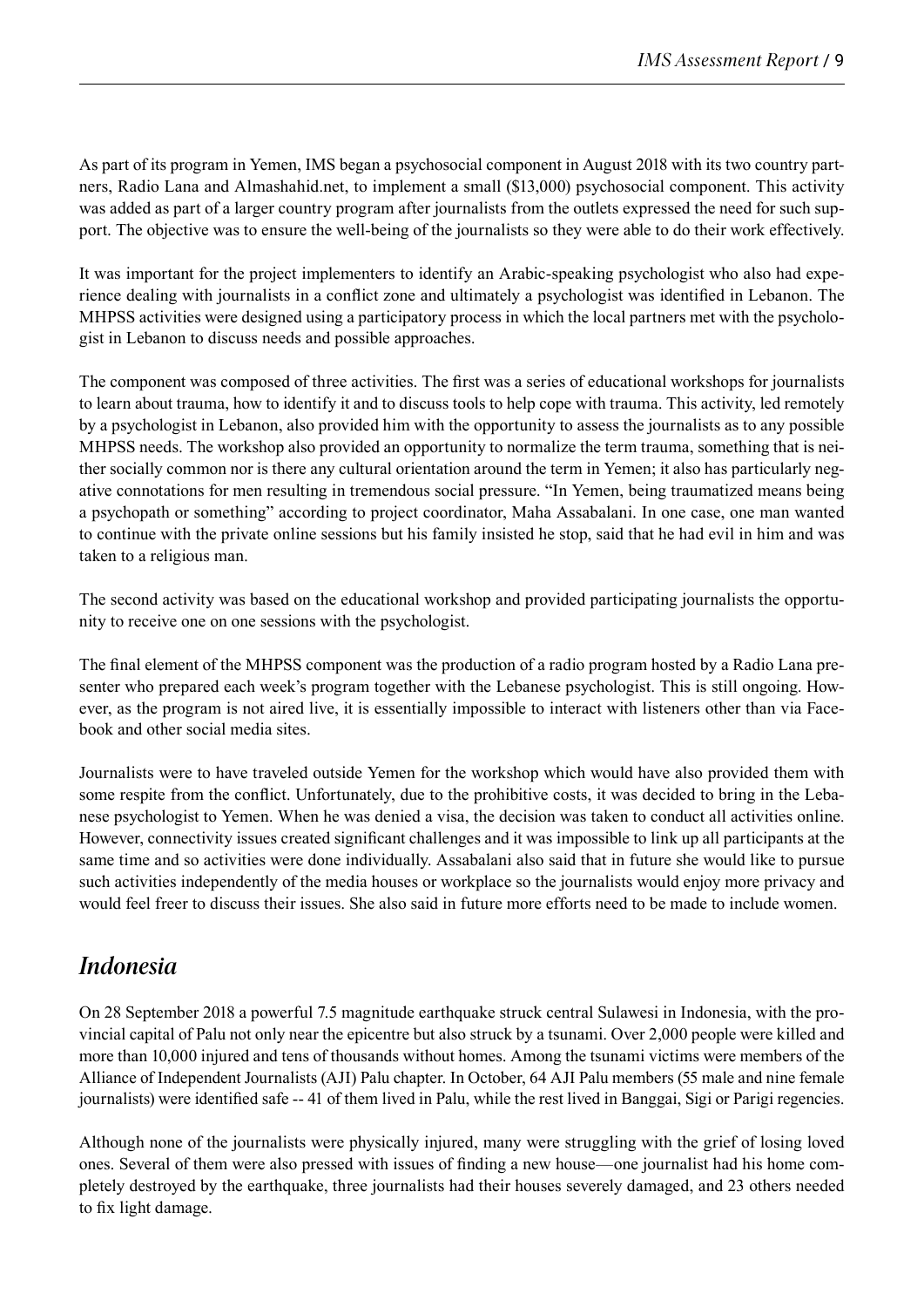As part of its program in Yemen, IMS began a psychosocial component in August 2018 with its two country partners, Radio Lana and Almashahid.net, to implement a small ($13,000) psychosocial component. This activity was added as part of a larger country program after journalists from the outlets expressed the need for such support. The objective was to ensure the well-being of the journalists so they were able to do their work effectively.

It was important for the project implementers to identify an Arabic-speaking psychologist who also had experience dealing with journalists in a conflict zone and ultimately a psychologist was identified in Lebanon. The MHPSS activities were designed using a participatory process in which the local partners met with the psychologist in Lebanon to discuss needs and possible approaches.

The component was composed of three activities. The first was a series of educational workshops for journalists to learn about trauma, how to identify it and to discuss tools to help cope with trauma. This activity, led remotely by a psychologist in Lebanon, also provided him with the opportunity to assess the journalists as to any possible MHPSS needs. The workshop also provided an opportunity to normalize the term trauma, something that is neither socially common nor is there any cultural orientation around the term in Yemen; it also has particularly negative connotations for men resulting in tremendous social pressure. "In Yemen, being traumatized means being a psychopath or something" according to project coordinator, Maha Assabalani. In one case, one man wanted to continue with the private online sessions but his family insisted he stop, said that he had evil in him and was taken to a religious man.

The second activity was based on the educational workshop and provided participating journalists the opportunity to receive one on one sessions with the psychologist.

The final element of the MHPSS component was the production of a radio program hosted by a Radio Lana presenter who prepared each week's program together with the Lebanese psychologist. This is still ongoing. However, as the program is not aired live, it is essentially impossible to interact with listeners other than via Facebook and other social media sites.

Journalists were to have traveled outside Yemen for the workshop which would have also provided them with some respite from the conflict. Unfortunately, due to the prohibitive costs, it was decided to bring in the Lebanese psychologist to Yemen. When he was denied a visa, the decision was taken to conduct all activities online. However, connectivity issues created significant challenges and it was impossible to link up all participants at the same time and so activities were done individually. Assabalani also said that in future she would like to pursue such activities independently of the media houses or workplace so the journalists would enjoy more privacy and would feel freer to discuss their issues. She also said in future more efforts need to be made to include women.

## *Indonesia*

On 28 September 2018 a powerful 7.5 magnitude earthquake struck central Sulawesi in Indonesia, with the provincial capital of Palu not only near the epicentre but also struck by a tsunami. Over 2,000 people were killed and more than 10,000 injured and tens of thousands without homes. Among the tsunami victims were members of the Alliance of Independent Journalists (AJI) Palu chapter. In October, 64 AJI Palu members (55 male and nine female journalists) were identified safe -- 41 of them lived in Palu, while the rest lived in Banggai, Sigi or Parigi regencies.

Although none of the journalists were physically injured, many were struggling with the grief of losing loved ones. Several of them were also pressed with issues of finding a new house—one journalist had his home completely destroyed by the earthquake, three journalists had their houses severely damaged, and 23 others needed to fix light damage.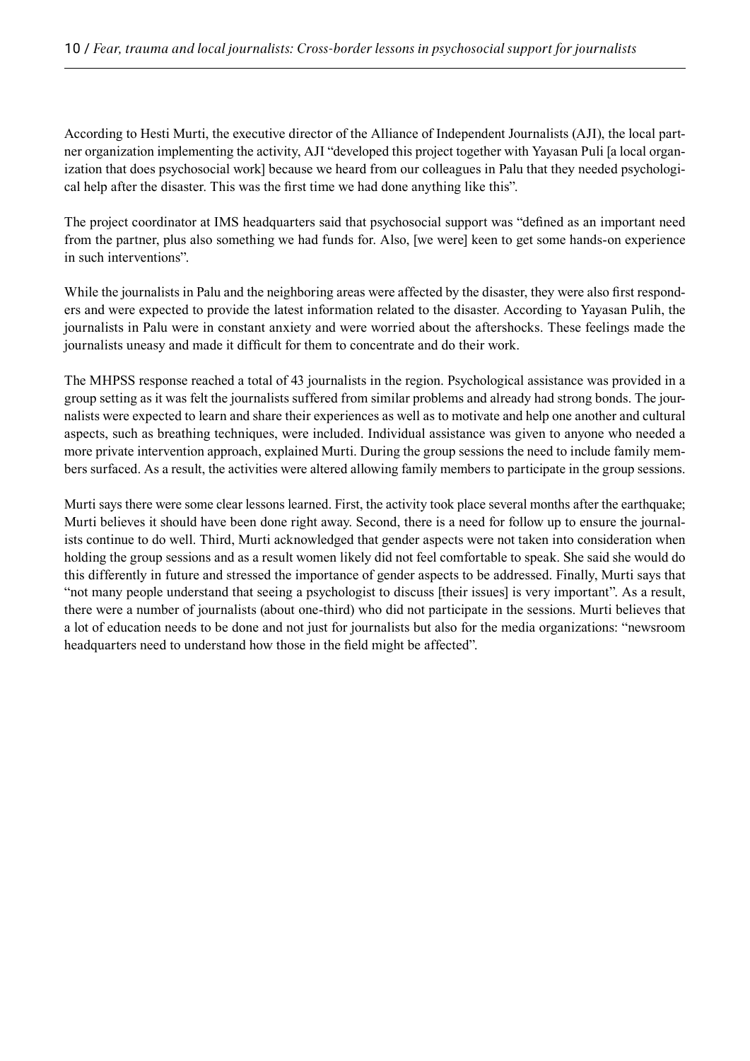According to Hesti Murti, the executive director of the Alliance of Independent Journalists (AJI), the local partner organization implementing the activity, AJI "developed this project together with Yayasan Puli [a local organization that does psychosocial work] because we heard from our colleagues in Palu that they needed psychological help after the disaster. This was the first time we had done anything like this".

The project coordinator at IMS headquarters said that psychosocial support was "defined as an important need from the partner, plus also something we had funds for. Also, [we were] keen to get some hands-on experience in such interventions".

While the journalists in Palu and the neighboring areas were affected by the disaster, they were also first responders and were expected to provide the latest information related to the disaster. According to Yayasan Pulih, the journalists in Palu were in constant anxiety and were worried about the aftershocks. These feelings made the journalists uneasy and made it difficult for them to concentrate and do their work.

The MHPSS response reached a total of 43 journalists in the region. Psychological assistance was provided in a group setting as it was felt the journalists suffered from similar problems and already had strong bonds. The journalists were expected to learn and share their experiences as well as to motivate and help one another and cultural aspects, such as breathing techniques, were included. Individual assistance was given to anyone who needed a more private intervention approach, explained Murti. During the group sessions the need to include family members surfaced. As a result, the activities were altered allowing family members to participate in the group sessions.

Murti says there were some clear lessons learned. First, the activity took place several months after the earthquake; Murti believes it should have been done right away. Second, there is a need for follow up to ensure the journalists continue to do well. Third, Murti acknowledged that gender aspects were not taken into consideration when holding the group sessions and as a result women likely did not feel comfortable to speak. She said she would do this differently in future and stressed the importance of gender aspects to be addressed. Finally, Murti says that "not many people understand that seeing a psychologist to discuss [their issues] is very important". As a result, there were a number of journalists (about one-third) who did not participate in the sessions. Murti believes that a lot of education needs to be done and not just for journalists but also for the media organizations: "newsroom headquarters need to understand how those in the field might be affected".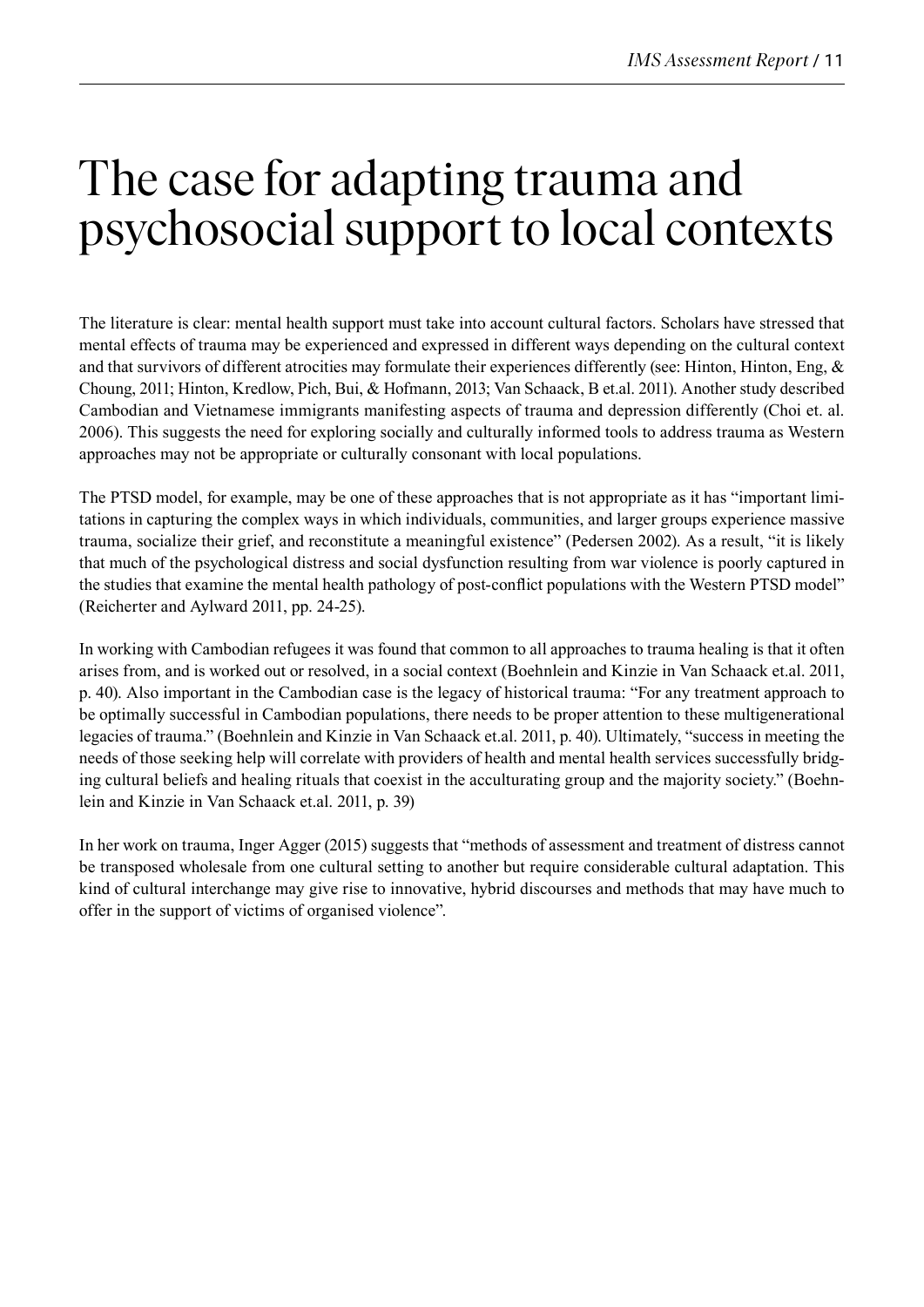# The case for adapting trauma and psychosocial support to local contexts

The literature is clear: mental health support must take into account cultural factors. Scholars have stressed that mental effects of trauma may be experienced and expressed in different ways depending on the cultural context and that survivors of different atrocities may formulate their experiences differently (see: Hinton, Hinton, Eng, & Choung, 2011; Hinton, Kredlow, Pich, Bui, & Hofmann, 2013; Van Schaack, B et.al. 2011). Another study described Cambodian and Vietnamese immigrants manifesting aspects of trauma and depression differently (Choi et. al. 2006). This suggests the need for exploring socially and culturally informed tools to address trauma as Western approaches may not be appropriate or culturally consonant with local populations.

The PTSD model, for example, may be one of these approaches that is not appropriate as it has "important limitations in capturing the complex ways in which individuals, communities, and larger groups experience massive trauma, socialize their grief, and reconstitute a meaningful existence" (Pedersen 2002). As a result, "it is likely that much of the psychological distress and social dysfunction resulting from war violence is poorly captured in the studies that examine the mental health pathology of post-conflict populations with the Western PTSD model" (Reicherter and Aylward 2011, pp. 24-25).

In working with Cambodian refugees it was found that common to all approaches to trauma healing is that it often arises from, and is worked out or resolved, in a social context (Boehnlein and Kinzie in Van Schaack et.al. 2011, p. 40). Also important in the Cambodian case is the legacy of historical trauma: "For any treatment approach to be optimally successful in Cambodian populations, there needs to be proper attention to these multigenerational legacies of trauma." (Boehnlein and Kinzie in Van Schaack et.al. 2011, p. 40). Ultimately, "success in meeting the needs of those seeking help will correlate with providers of health and mental health services successfully bridging cultural beliefs and healing rituals that coexist in the acculturating group and the majority society." (Boehnlein and Kinzie in Van Schaack et.al. 2011, p. 39)

In her work on trauma, Inger Agger (2015) suggests that "methods of assessment and treatment of distress cannot be transposed wholesale from one cultural setting to another but require considerable cultural adaptation. This kind of cultural interchange may give rise to innovative, hybrid discourses and methods that may have much to offer in the support of victims of organised violence".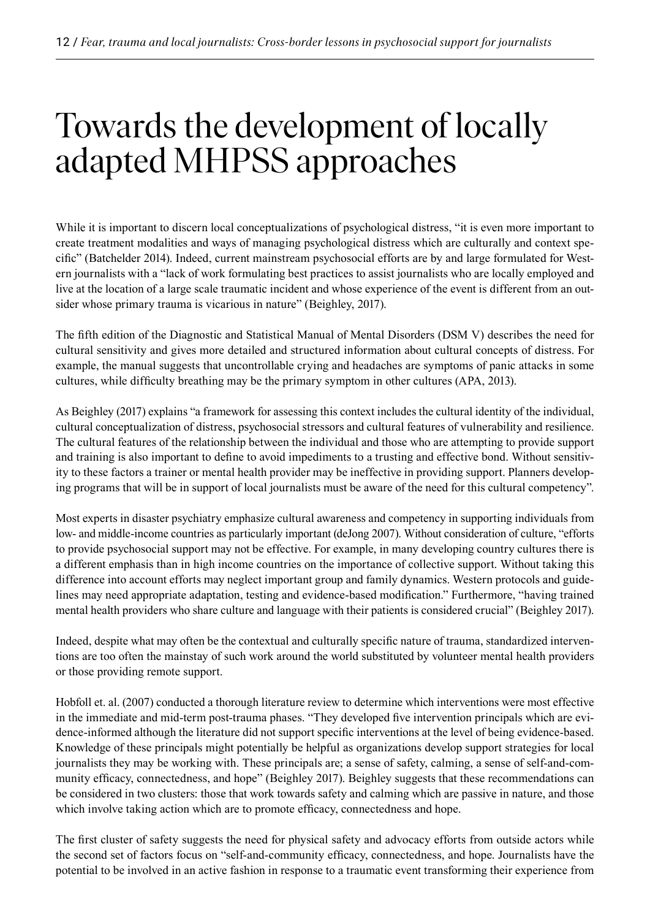# Towards the development of locally adapted MHPSS approaches

While it is important to discern local conceptualizations of psychological distress, "it is even more important to create treatment modalities and ways of managing psychological distress which are culturally and context specific" (Batchelder 2014). Indeed, current mainstream psychosocial efforts are by and large formulated for Western journalists with a "lack of work formulating best practices to assist journalists who are locally employed and live at the location of a large scale traumatic incident and whose experience of the event is different from an outsider whose primary trauma is vicarious in nature" (Beighley, 2017).

The fifth edition of the Diagnostic and Statistical Manual of Mental Disorders (DSM V) describes the need for cultural sensitivity and gives more detailed and structured information about cultural concepts of distress. For example, the manual suggests that uncontrollable crying and headaches are symptoms of panic attacks in some cultures, while difficulty breathing may be the primary symptom in other cultures (APA, 2013).

As Beighley (2017) explains "a framework for assessing this context includes the cultural identity of the individual, cultural conceptualization of distress, psychosocial stressors and cultural features of vulnerability and resilience. The cultural features of the relationship between the individual and those who are attempting to provide support and training is also important to define to avoid impediments to a trusting and effective bond. Without sensitivity to these factors a trainer or mental health provider may be ineffective in providing support. Planners developing programs that will be in support of local journalists must be aware of the need for this cultural competency".

Most experts in disaster psychiatry emphasize cultural awareness and competency in supporting individuals from low- and middle-income countries as particularly important (deJong 2007). Without consideration of culture, "efforts to provide psychosocial support may not be effective. For example, in many developing country cultures there is a different emphasis than in high income countries on the importance of collective support. Without taking this difference into account efforts may neglect important group and family dynamics. Western protocols and guidelines may need appropriate adaptation, testing and evidence-based modification." Furthermore, "having trained mental health providers who share culture and language with their patients is considered crucial" (Beighley 2017).

Indeed, despite what may often be the contextual and culturally specific nature of trauma, standardized interventions are too often the mainstay of such work around the world substituted by volunteer mental health providers or those providing remote support.

Hobfoll et. al. (2007) conducted a thorough literature review to determine which interventions were most effective in the immediate and mid-term post-trauma phases. "They developed five intervention principals which are evidence-informed although the literature did not support specific interventions at the level of being evidence-based. Knowledge of these principals might potentially be helpful as organizations develop support strategies for local journalists they may be working with. These principals are; a sense of safety, calming, a sense of self-and-community efficacy, connectedness, and hope" (Beighley 2017). Beighley suggests that these recommendations can be considered in two clusters: those that work towards safety and calming which are passive in nature, and those which involve taking action which are to promote efficacy, connectedness and hope.

The first cluster of safety suggests the need for physical safety and advocacy efforts from outside actors while the second set of factors focus on "self-and-community efficacy, connectedness, and hope. Journalists have the potential to be involved in an active fashion in response to a traumatic event transforming their experience from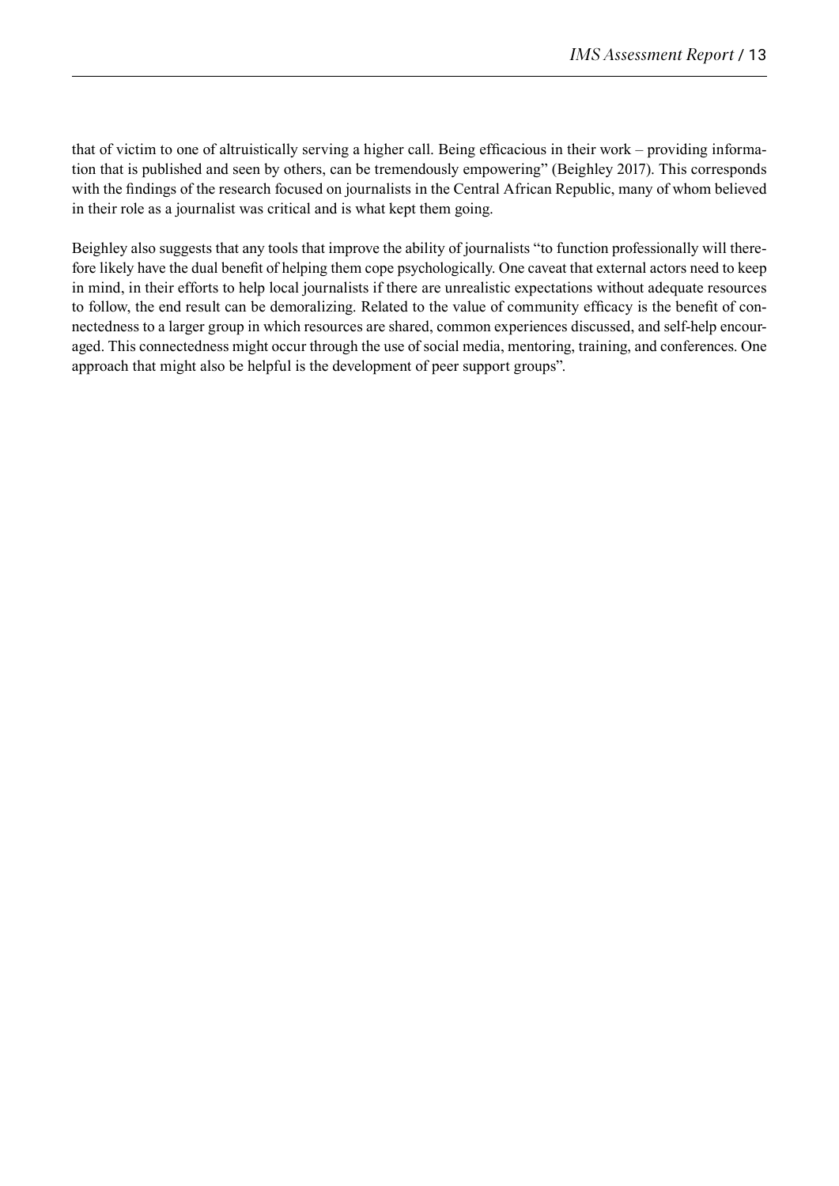that of victim to one of altruistically serving a higher call. Being efficacious in their work – providing information that is published and seen by others, can be tremendously empowering" (Beighley 2017). This corresponds with the findings of the research focused on journalists in the Central African Republic, many of whom believed in their role as a journalist was critical and is what kept them going.

Beighley also suggests that any tools that improve the ability of journalists "to function professionally will therefore likely have the dual benefit of helping them cope psychologically. One caveat that external actors need to keep in mind, in their efforts to help local journalists if there are unrealistic expectations without adequate resources to follow, the end result can be demoralizing. Related to the value of community efficacy is the benefit of connectedness to a larger group in which resources are shared, common experiences discussed, and self-help encouraged. This connectedness might occur through the use of social media, mentoring, training, and conferences. One approach that might also be helpful is the development of peer support groups".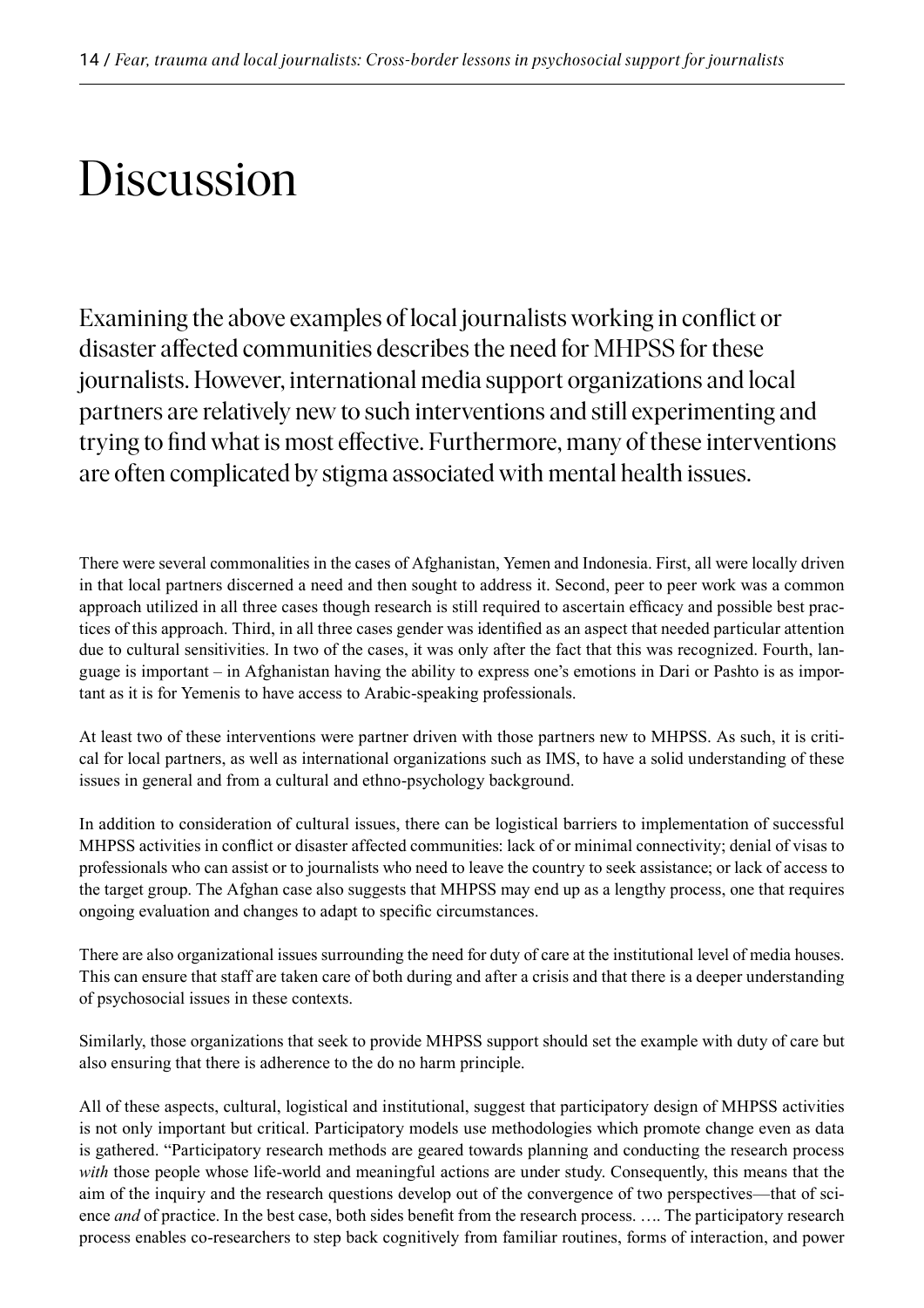# Discussion

Examining the above examples of local journalists working in conflict or disaster affected communities describes the need for MHPSS for these journalists. However, international media support organizations and local partners are relatively new to such interventions and still experimenting and trying to find what is most effective. Furthermore, many of these interventions are often complicated by stigma associated with mental health issues.

There were several commonalities in the cases of Afghanistan, Yemen and Indonesia. First, all were locally driven in that local partners discerned a need and then sought to address it. Second, peer to peer work was a common approach utilized in all three cases though research is still required to ascertain efficacy and possible best practices of this approach. Third, in all three cases gender was identified as an aspect that needed particular attention due to cultural sensitivities. In two of the cases, it was only after the fact that this was recognized. Fourth, language is important – in Afghanistan having the ability to express one's emotions in Dari or Pashto is as important as it is for Yemenis to have access to Arabic-speaking professionals.

At least two of these interventions were partner driven with those partners new to MHPSS. As such, it is critical for local partners, as well as international organizations such as IMS, to have a solid understanding of these issues in general and from a cultural and ethno-psychology background.

In addition to consideration of cultural issues, there can be logistical barriers to implementation of successful MHPSS activities in conflict or disaster affected communities: lack of or minimal connectivity; denial of visas to professionals who can assist or to journalists who need to leave the country to seek assistance; or lack of access to the target group. The Afghan case also suggests that MHPSS may end up as a lengthy process, one that requires ongoing evaluation and changes to adapt to specific circumstances.

There are also organizational issues surrounding the need for duty of care at the institutional level of media houses. This can ensure that staff are taken care of both during and after a crisis and that there is a deeper understanding of psychosocial issues in these contexts.

Similarly, those organizations that seek to provide MHPSS support should set the example with duty of care but also ensuring that there is adherence to the do no harm principle.

All of these aspects, cultural, logistical and institutional, suggest that participatory design of MHPSS activities is not only important but critical. Participatory models use methodologies which promote change even as data is gathered. "Participatory research methods are geared towards planning and conducting the research process *with* those people whose life-world and meaningful actions are under study. Consequently, this means that the aim of the inquiry and the research questions develop out of the convergence of two perspectives—that of science *and* of practice. In the best case, both sides benefit from the research process. …. The participatory research process enables co-researchers to step back cognitively from familiar routines, forms of interaction, and power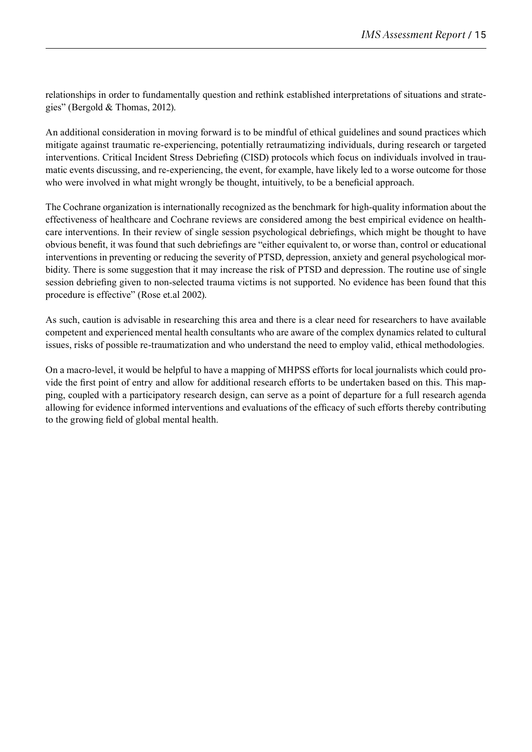relationships in order to fundamentally question and rethink established interpretations of situations and strategies" (Bergold & Thomas, 2012).

An additional consideration in moving forward is to be mindful of ethical guidelines and sound practices which mitigate against traumatic re-experiencing, potentially retraumatizing individuals, during research or targeted interventions. Critical Incident Stress Debriefing (CISD) protocols which focus on individuals involved in traumatic events discussing, and re-experiencing, the event, for example, have likely led to a worse outcome for those who were involved in what might wrongly be thought, intuitively, to be a beneficial approach.

The Cochrane organization is internationally recognized as the benchmark for high-quality information about the effectiveness of healthcare and Cochrane reviews are considered among the best empirical evidence on healthcare interventions. In their review of single session psychological debriefings, which might be thought to have obvious benefit, it was found that such debriefings are "either equivalent to, or worse than, control or educational interventions in preventing or reducing the severity of PTSD, depression, anxiety and general psychological morbidity. There is some suggestion that it may increase the risk of PTSD and depression. The routine use of single session debriefing given to non-selected trauma victims is not supported. No evidence has been found that this procedure is effective" (Rose et.al 2002).

As such, caution is advisable in researching this area and there is a clear need for researchers to have available competent and experienced mental health consultants who are aware of the complex dynamics related to cultural issues, risks of possible re-traumatization and who understand the need to employ valid, ethical methodologies.

On a macro-level, it would be helpful to have a mapping of MHPSS efforts for local journalists which could provide the first point of entry and allow for additional research efforts to be undertaken based on this. This mapping, coupled with a participatory research design, can serve as a point of departure for a full research agenda allowing for evidence informed interventions and evaluations of the efficacy of such efforts thereby contributing to the growing field of global mental health.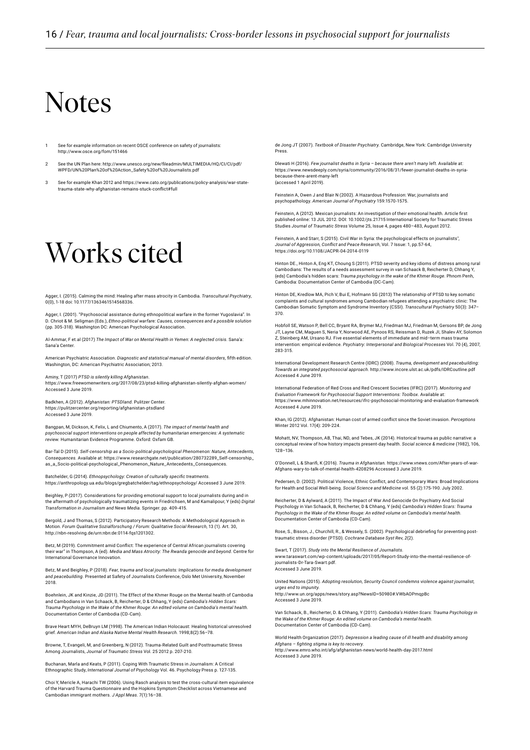# Notes

1. See for example information on recent OSCE conference on safety of journalists: http://www.osce.org/fom/151466
2. See the UN Plan here: http://www.unesco.org/new/fileadmin/MULTIMEDIA/HQ/CI/CI/pdf/WPFD/UN%20Plan%20of%20Action_Safety%20of%20Journalists.pdf
3. See for example Khan 2012 and https://www.cato.org/publications/policy-analysis/war-state-trauma-state-why-afghanistan-remains-stuck-conflict#full

# Works cited

Agger, I. (2015). Calming the mind: Healing after mass atrocity in Cambodia. *Transcultural Psychiatry*, 0(0), 1-18 doi: 10.1177/1363461514568336.

Agger, I. (2001). "Psychosocial assistance during ethnopolitical warfare in the former Yugoslavia". In D. Chriot & M. Seligman (Eds.), *Ethno-political warfare: Causes, consequences and a possible solution* (pp. 305-318). Washington DC: American Psychological Association.

Al-Ammar, F et.al (2017) *The Impact of War on Mental Health in Yemen: A neglected crisis*. Sana'a: Sana'a Center.

American Psychiatric Association. *Diagnostic and statistical manual of mental disorders*, fifth edition. Washington, DC: American Psychiatric Association; 2013.

Aminy, T (2017) *PTSD is silently killing Afghanistan*. https://www.freewomenwriters.org/2017/08/23/ptsd-killing-afghanistan-silently-afghan-women/ Accessed 3 June 2019.

Badkhen, A (2012). *Afghanistan: PTSDland*. Pulitzer Center. https://pulitzercenter.org/reporting/afghanistan-ptsdland Accessed 3 June 2019.

Bangpan, M, Dickson, K, Felix, L and Chiumento, A (2017). *The impact of mental health and psychosocial support interventions on people affected by humanitarian emergencies: A systematic review*. Humanitarian Evidence Programme. Oxford: Oxfam GB.

Bar-Tal D (2015). *Self-censorship as a Socio-political-psychological Phenomenon: Nature, Antecedents, Consequences*. Available at: https://www.researchgate.net/publication/280732289_Self-censorship_as_a_Socio-political-psychological_Phenomenon_Nature_Antecedents_Consequences.

Batchelder, G (2014). *Ethnopsychology: Creation of culturally specific treatments*. https://anthropology.ua.edu/blogs/gregbatchelder/tag/ethnopsychology/ Accessed 3 June 2019.

Beighley, P (2017). Considerations for providing emotional support to local journalists during and in the aftermath of psychologically traumatizing events in Friedrichsen, M and Kamalipour, Y (eds) *Digital Transformation in Journalism and News Media*. Springer. pp. 409-415.

Bergold, J and Thomas, S (2012). Participatory Research Methods: A Methodological Approach in Motion. *Forum Qualitative Sozialforschung / Forum: Qualitative Social Research*, 13 (1). Art. 30, http://nbn-resolving.de/urn:nbn:de:0114-fqs1201302.

Betz, M (2019). Commitment amid Conflict: The experience of Central African journalists covering their war" in Thompson, A (ed). *Media and Mass Atrocity: The Rwanda genocide and beyond*. Centre for International Governance Innovation.

Betz, M and Beighley, P (2018). *Fear, trauma and local journalists: Implications for media development and peacebuilding*. Presented at Safety of Journalists Conference, Oslo Met University, November 2018.

Boehnlein, JK and Kinzie, JD (2011). The Effect of the Khmer Rouge on the Mental health of Cambodia and Cambodians in Van Schaack, B, Reicherter, D & Chhang, Y (eds) *Cambodia's Hidden Scars: Trauma Psychology in the Wake of the Khmer Rouge: An edited volume on Cambodia's mental health*. Documentation Center of Cambodia (CD-Cam).

Brave Heart MYH, DeBruyn LM (1998). The American Indian Holocaust: Healing historical unresolved grief. *American Indian and Alaska Native Mental Health Research*. 1998;8(2):56–78.

Browne, T, Evangeli, M, and Greenberg, N (2012). Trauma-Related Guilt and Posttraumatic Stress Among Journalists, *Journal of Traumatic Stress* Vol. 25 2012 p. 207-210.

Buchanan, Marla and Keats, P (2011). Coping With Traumatic Stress in Journalism: A Critical Ethnographic Study, *International Journal of Psychology* Vol. 46. Psychology Press p. 127-135.

Choi Y, Mericle A, Harachi TW (2006). Using Rasch analysis to test the cross-cultural item equivalence of the Harvard Trauma Questionnaire and the Hopkins Symptom Checklist across Vietnamese and Cambodian immigrant mothers. *J Appl Meas*. 7(1):16–38.

de Jong JT (2007). *Textbook of Disaster Psychiatry*. Cambridge, New York: Cambridge University Press.

Dlewati H (2016). *Few journalist deaths in Syria – because there aren't many left*. Available at: https://www.newsdeeply.com/syria/community/2016/08/31/fewer-journalist-deaths-in-syria-because-there-arent-many-left (accessed 1 April 2019).

Feinstein A, Owen J and Blair N (2002). A Hazardous Profession: War, journalists and psychopathology. *American Journal of Psychiatry* 159:1570-1575.

Feinstein, A (2012). Mexican journalists: An investigation of their emotional health. Article first published online: 13 JUL 2012. DOI: 10.1002/jts.21715 International Society for Traumatic Stress Studies *Journal of Traumatic Stress* Volume 25, Issue 4, pages 480–483, August 2012.

Feinstein, A and Starr, S (2015). Civil War in Syria: the psychological effects on journalists", *Journal of Aggression, Conflict and Peace Research*, Vol. 7 Issue: 1, pp.57-64, https://doi.org/10.1108/JACPR-04-2014-0119

Hinton DE., Hinton A, Eng KT, Choung S (2011). PTSD severity and key idioms of distress among rural Cambodians: The results of a needs assessment survey in van Schaack B, Reicherter D, Chhang Y, (eds) Cambodia's hidden scars: *Trauma psychology in the wake of the Khmer Rouge*. Phnom Penh, Cambodia: Documentation Center of Cambodia (DC-Cam).

Hinton DE, Kredlow MA, Pich V, Bui E, Hofmann SG (2013) The relationship of PTSD to key somatic complaints and cultural syndromes among Cambodian refugees attending a psychiatric clinic: The Cambodian Somatic Symptom and Syndrome Inventory (CSSI). *Transcultural Psychiatry* 50(3): 347–370.

Hobfoll SE, Watson P, Bell CC, Bryant RA, Brymer MJ, Friedman MJ, Friedman M, Gersons BP, de Jong JT, Layne CM, Maguen S, Neria Y, Norwood AE, Pynoos RS, Reissman D, Ruzek JI, Shalev AY, Solomon Z, Steinberg AM, Ursano RJ. Five essential elements of immediate and mid–term mass trauma intervention: empirical evidence. *Psychiatry: Interpersonal and Biological Processes* Vol. 70 (4), 2007, 283-315.

International Development Research Centre (IDRC) (2008). *Trauma, development and peacebuilding: Towards an integrated psychosocial approach*. http://www.incore.ulst.ac.uk/pdfs/IDRCoutline.pdf Accessed 4 June 2019.

International Federation of Red Cross and Red Crescent Societies (IFRC) (2017). *Monitoring and Evaluation Framework for Psychosocial Support Interventions: Toolbox*. Available at: https://www.mhinnovation.net/resources/ifrc-psychosocial-monitoring-and-evaluation-framework Accessed 4 June 2019.

Khan, IG (2012). Afghanistan: Human cost of armed conflict since the Soviet invasion. *Perceptions* Winter 2012 Vol. 17(4): 209-224.

Mohatt, NV, Thompson, AB, Thai, ND, and Tebes, JK (2014). Historical trauma as public narrative: a conceptual review of how history impacts present-day health. *Social science & medicine* (1982), 106, 128–136.

O'Donnell, L & Sharifi, K (2016). *Trauma in Afghanistan*. https://www.vnews.com/After-years-of-war-Afghans-wary-to-talk-of-mental-health-4208296 Accessed 3 June 2019.

Pedersen, D. (2002). Political Violence, Ethnic Conflict, and Contemporary Wars: Broad Implications for Health and Social Well-being. *Social Science and Medicine* vol. 55 (2):175-190. July 2002.

Reicherter, D & Aylward, A (2011). The Impact of War And Genocide On Psychiatry And Social Psychology in Van Schaack, B, Reicherter, D & Chhang, Y (eds) *Cambodia's Hidden Scars: Trauma Psychology in the Wake of the Khmer Rouge: An edited volume on Cambodia's mental health*. Documentation Center of Cambodia (CD-Cam).

Rose, S., Bisson, J., Churchill, R., & Wessely, S. (2002). Psychological debriefing for preventing post-traumatic stress disorder (PTSD). *Cochrane Database Syst Rev*, *2*(2).

Swart, T (2017). *Study into the Mental Resilience of Journalists*. www.taraswart.com/wp-content/uploads/2017/05/Report-Study-into-the-mental-resilience-of-journalists-Dr-Tara-Swart.pdf. Accessed 3 June 2019.

United Nations (2015). *Adopting resolution, Security Council condemns violence against journalist, urges end to impunity*. http://www.un.org/apps/news/story.asp?NewsID=50980#.VWbAOPmqpBc Accessed 3 June 2019.

Van Schaack, B., Reicherter, D. & Chhang, Y (2011). *Cambodia's Hidden Scars: Trauma Psychology in the Wake of the Khmer Rouge: An edited volume on Cambodia's mental health*. Documentation Center of Cambodia (CD-Cam).

World Health Organization (2017). *Depression a leading cause of ill health and disability among Afghans – fighting stigma is key to recovery*. http://www.emro.who.int/afg/afghanistan-news/world-health-day-2017.html Accessed 3 June 2019.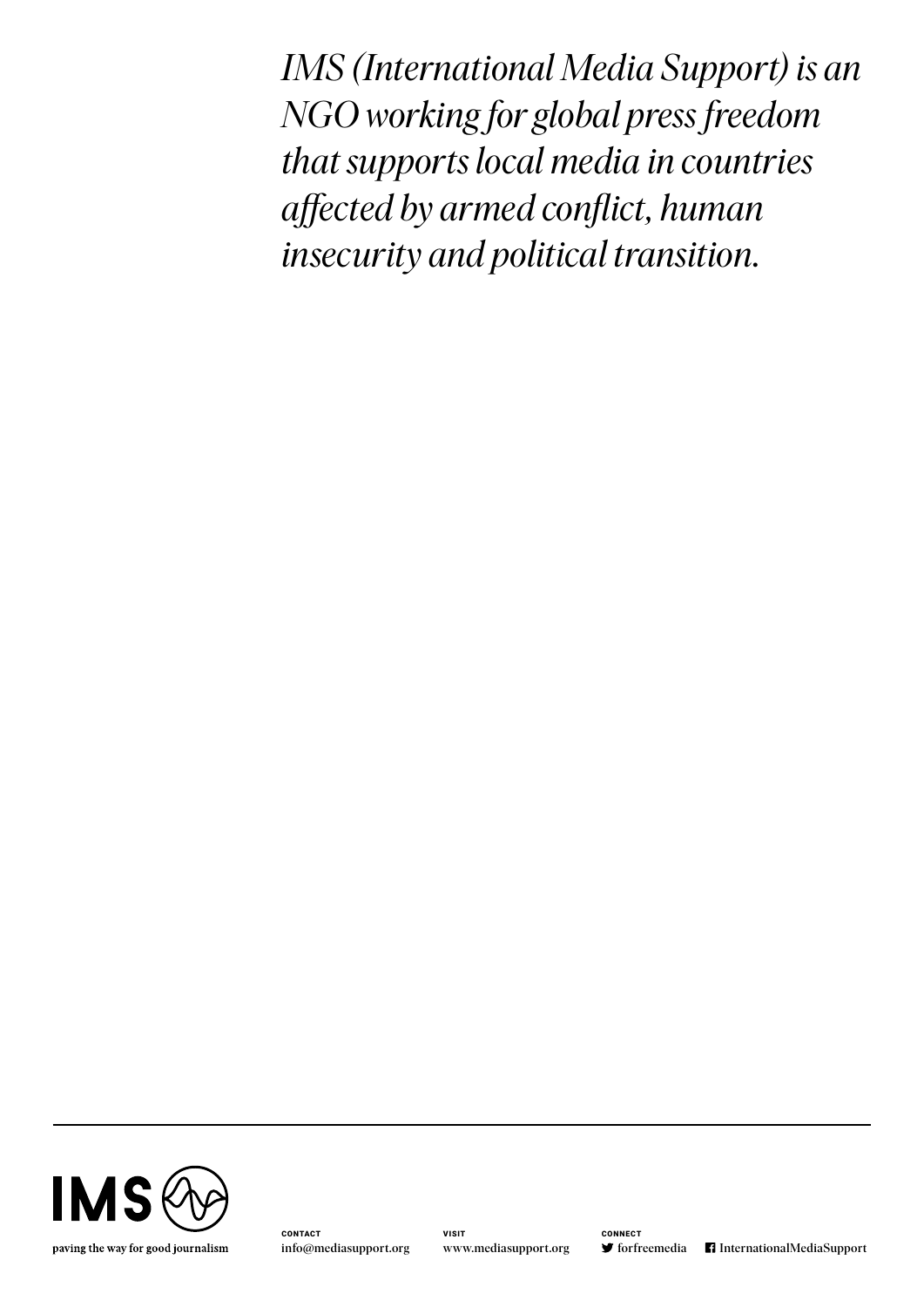*IMS (International Media Support) is an NGO working for global press freedom that supports local media in countries affected by armed conflict, human insecurity and political transition.*

IMS

paving the way for good journalism

**CONTACT**
info@mediasupport.org

**VISIT**
www.mediasupport.org

**CONNECT**
forfreemedia
InternationalMediaSupport